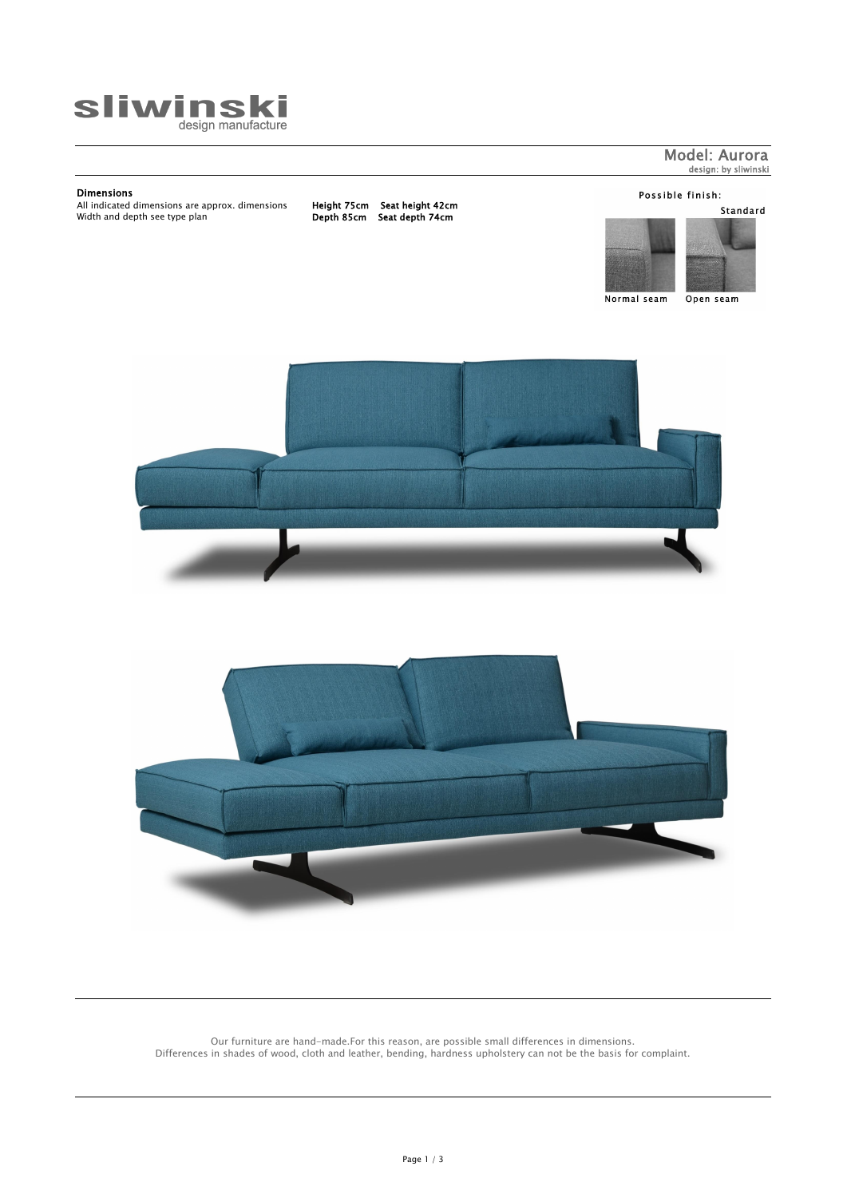**sliwinski**
design manufacture

## Model: Aurora

design: by sliwinski

**Dimensions**

All indicated dimensions are approx. dimensions
Width and depth see type plan

**Height 75cm** **Seat height 42cm**
**Depth 85cm** **Seat depth 74cm**

Possible finish:

Standard

Normal seam Open seam

Our furniture are hand-made.For this reason, are possible small differences in dimensions.
Differences in shades of wood, cloth and leather, bending, hardness upholstery can not be the basis for complaint.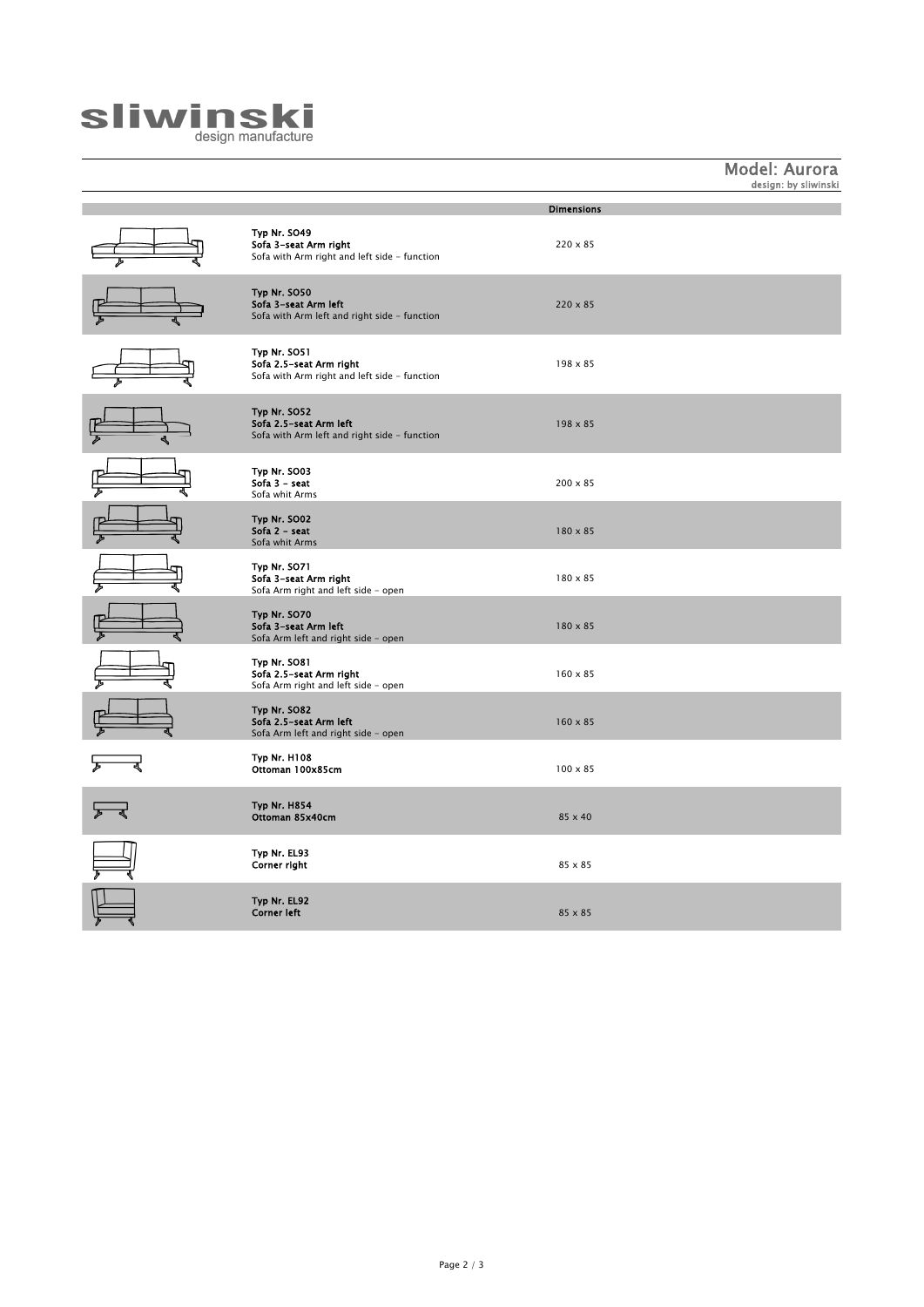**sliwinski**
design manufacture

## Model: Aurora

design: by sliwinski

| | | Dimensions |
|---|---|---|
| | **Typ Nr. SO49**<br>**Sofa 3-seat Arm right**<br>Sofa with Arm right and left side - function | 220 x 85 |
| | **Typ Nr. SO50**<br>**Sofa 3-seat Arm left**<br>Sofa with Arm left and right side - function | 220 x 85 |
| | **Typ Nr. SO51**<br>**Sofa 2.5-seat Arm right**<br>Sofa with Arm right and left side - function | 198 x 85 |
| | **Typ Nr. SO52**<br>**Sofa 2.5-seat Arm left**<br>Sofa with Arm left and right side - function | 198 x 85 |
| | **Typ Nr. SO03**<br>**Sofa 3 - seat**<br>Sofa whit Arms | 200 x 85 |
| | **Typ Nr. SO02**<br>**Sofa 2 - seat**<br>Sofa whit Arms | 180 x 85 |
| | **Typ Nr. SO71**<br>**Sofa 3-seat Arm right**<br>Sofa Arm right and left side - open | 180 x 85 |
| | **Typ Nr. SO70**<br>**Sofa 3-seat Arm left**<br>Sofa Arm left and right side - open | 180 x 85 |
| | **Typ Nr. SO81**<br>**Sofa 2.5-seat Arm right**<br>Sofa Arm right and left side - open | 160 x 85 |
| | **Typ Nr. SO82**<br>**Sofa 2.5-seat Arm left**<br>Sofa Arm left and right side - open | 160 x 85 |
| | **Typ Nr. H108**<br>**Ottoman 100x85cm** | 100 x 85 |
| | **Typ Nr. H854**<br>**Ottoman 85x40cm** | 85 x 40 |
| | **Typ Nr. EL93**<br>**Corner right** | 85 x 85 |
| | **Typ Nr. EL92**<br>**Corner left** | 85 x 85 |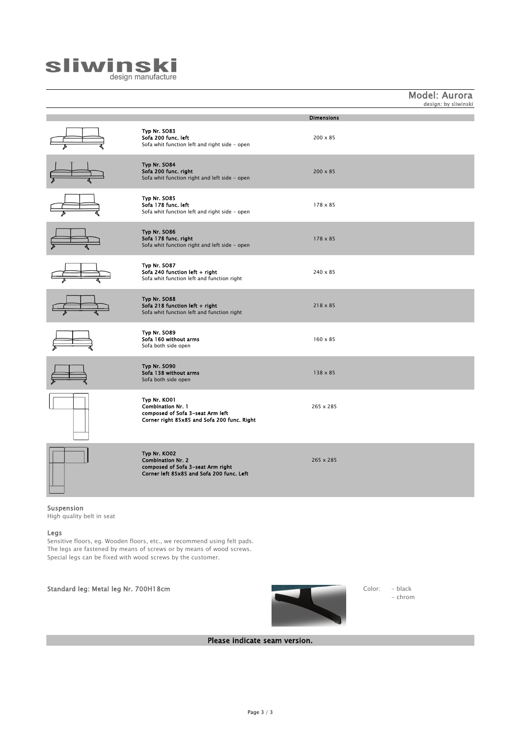# sliwinski
design manufacture

## Model: Aurora
design: by sliwinski

| | | Dimensions |
|---|---|---|
| | **Typ Nr. SO83**<br>**Sofa 200 func. left**<br>Sofa whit function left and right side - open | 200 x 85 |
| | **Typ Nr. SO84**<br>**Sofa 200 func. right**<br>Sofa whit function right and left side - open | 200 x 85 |
| | **Typ Nr. SO85**<br>**Sofa 178 func. left**<br>Sofa whit function left and right side - open | 178 x 85 |
| | **Typ Nr. SO86**<br>**Sofa 178 func. right**<br>Sofa whit function right and left side - open | 178 x 85 |
| | **Typ Nr. SO87**<br>**Sofa 240 function left + right**<br>Sofa whit function left and function right | 240 x 85 |
| | **Typ Nr. SO88**<br>**Sofa 218 function left + right**<br>Sofa whit function left and function right | 218 x 85 |
| | **Typ Nr. SO89**<br>**Sofa 160 without arms**<br>Sofa both side open | 160 x 85 |
| | **Typ Nr. SO90**<br>**Sofa 138 without arms**<br>Sofa both side open | 138 x 85 |
| | **Typ Nr. KO01**<br>**Combination Nr. 1**<br>**composed of Sofa 3-seat Arm left**<br>**Corner right 85x85 and Sofa 200 func. Right** | 265 x 285 |
| | **Typ Nr. KO02**<br>**Combination Nr. 2**<br>**composed of Sofa 3-seat Arm right**<br>**Corner left 85x85 and Sofa 200 func. Left** | 265 x 285 |

### Suspension
High quality belt in seat

### Legs
Sensitive floors, eg. Wooden floors, etc., we recommend using felt pads.
The legs are fastened by means of screws or by means of wood screws.
Special legs can be fixed with wood screws by the customer.

**Standard leg: Metal leg Nr. 700H18cm**

Color:
- black
- chrom

**Please indicate seam version.**